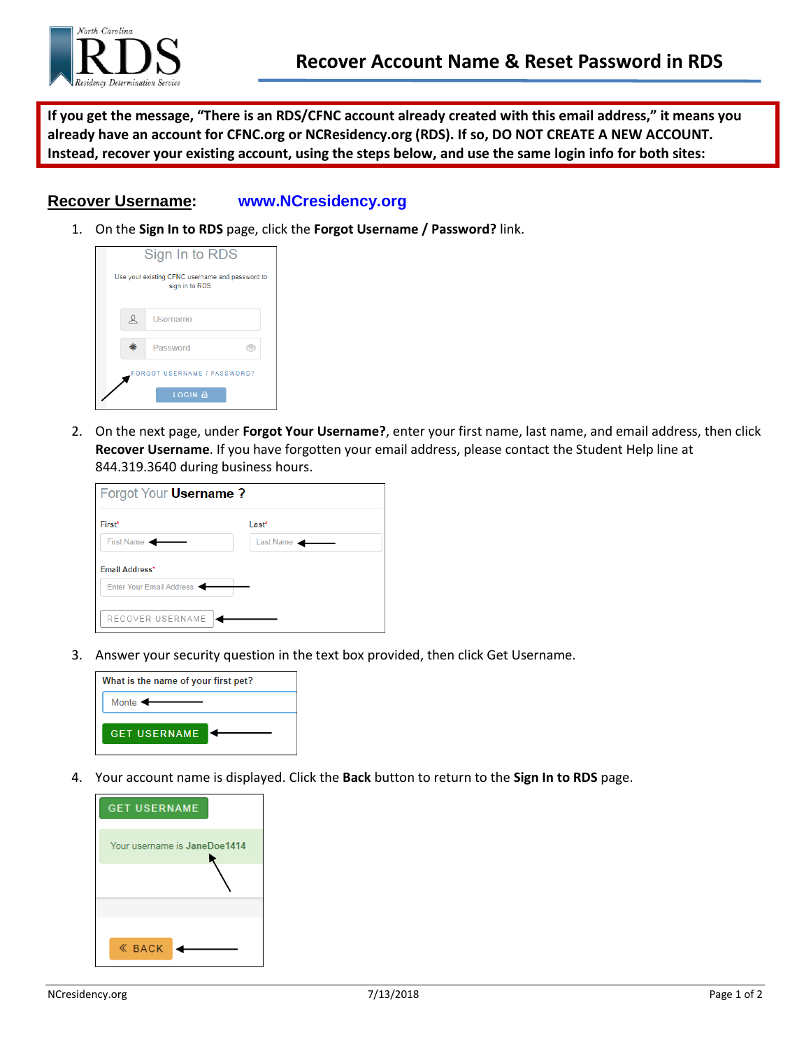# Recover Account Name & Reset Password in RDS

**If you get the message, "There is an RDS/CFNC account already created with this email address," it means you already have an account for CFNC.org or NCResidency.org (RDS). If so, DO NOT CREATE A NEW ACCOUNT. Instead, recover your existing account, using the steps below, and use the same login info for both sites:**

## Recover Username: www.NCresidency.org

1. On the **Sign In to RDS** page, click the **Forgot Username / Password?** link.

2. On the next page, under **Forgot Your Username?**, enter your first name, last name, and email address, then click **Recover Username**. If you have forgotten your email address, please contact the Student Help line at 844.319.3640 during business hours.

3. Answer your security question in the text box provided, then click Get Username.

4. Your account name is displayed. Click the **Back** button to return to the **Sign In to RDS** page.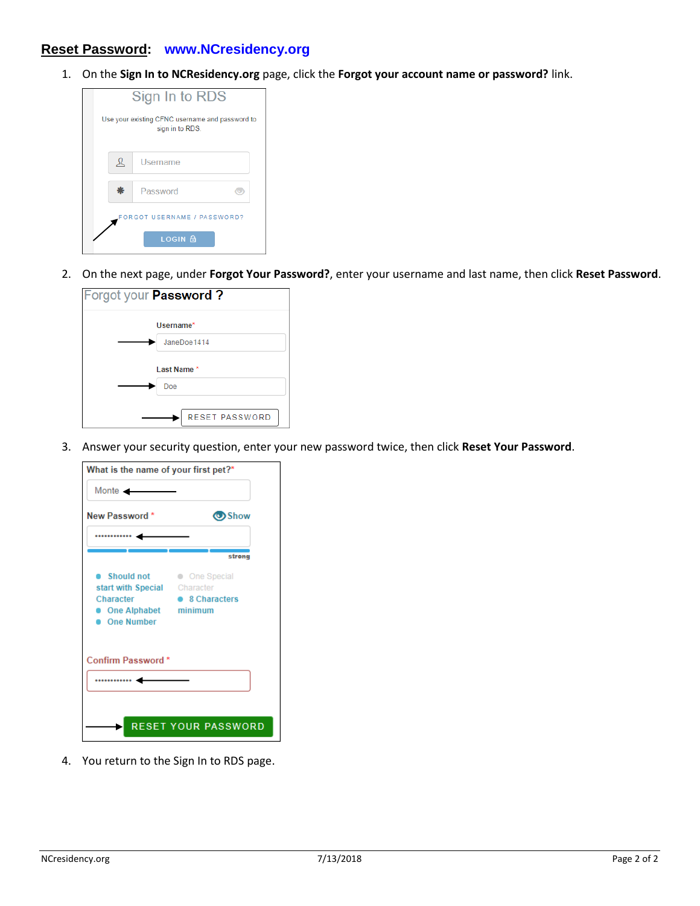## Reset Password: www.NCresidency.org

1. On the **Sign In to NCResidency.org** page, click the **Forgot your account name or password?** link.

Sign In to RDS

Use your existing CFNC username and password to sign in to RDS.

Username

Password

FORGOT USERNAME / PASSWORD?

LOGIN

2. On the next page, under **Forgot Your Password?**, enter your username and last name, then click **Reset Password**.

Forgot your **Password ?**

Username*

JaneDoe1414

Last Name *

Doe

RESET PASSWORD

3. Answer your security question, enter your new password twice, then click **Reset Your Password**.

What is the name of your first pet?*

Monte

New Password * Show

••••••••••••

strong

- Should not start with Special Character
- One Alphabet
- One Number
- One Special Character
- 8 Characters minimum

Confirm Password *

••••••••••••

RESET YOUR PASSWORD

4. You return to the Sign In to RDS page.